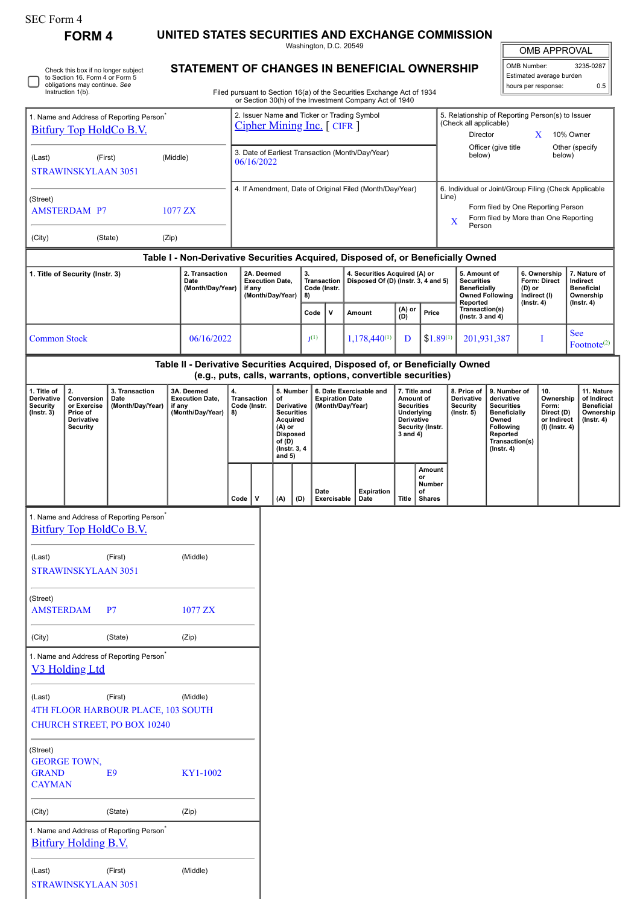SEC Form 4

**FORM 4**

# UNITED STATES SECURITIES AND EXCHANGE COMMISSION

Washington, D.C. 20549

## STATEMENT OF CHANGES IN BENEFICIAL OWNERSHIP

Filed pursuant to Section 16(a) of the Securities Exchange Act of 1934 or Section 30(h) of the Investment Company Act of 1940

| OMB APPROVAL | |
|---|---|
| OMB Number: | 3235-0287 |
| Estimated average burden | |
| hours per response: | 0.5 |

☐ Check this box if no longer subject to Section 16. Form 4 or Form 5 obligations may continue. *See* Instruction 1(b).

1. Name and Address of Reporting Person*
Bitfury Top HoldCo B.V.

(Last) (First) (Middle)
STRAWINSKYLAAN 3051

(Street)
AMSTERDAM P7 1077 ZX

(City) (State) (Zip)

2. Issuer Name **and** Ticker or Trading Symbol
Cipher Mining Inc. [ CIFR ]

3. Date of Earliest Transaction (Month/Day/Year)
06/16/2022

4. If Amendment, Date of Original Filed (Month/Day/Year)

5. Relationship of Reporting Person(s) to Issuer (Check all applicable)
Director
X 10% Owner
Officer (give title below)
Other (specify below)

6. Individual or Joint/Group Filing (Check Applicable Line)
Form filed by One Reporting Person
X Form filed by More than One Reporting Person

### Table I - Non-Derivative Securities Acquired, Disposed of, or Beneficially Owned

| 1. Title of Security (Instr. 3) | 2. Transaction Date (Month/Day/Year) | 2A. Deemed Execution Date, if any (Month/Day/Year) | 3. Transaction Code (Instr. 8) | | 4. Securities Acquired (A) or Disposed Of (D) (Instr. 3, 4 and 5) | | | 5. Amount of Securities Beneficially Owned Following Reported Transaction(s) (Instr. 3 and 4) | 6. Ownership Form: Direct (D) or Indirect (I) (Instr. 4) | 7. Nature of Indirect Beneficial Ownership (Instr. 4) |
|---|---|---|---|---|---|---|---|---|---|---|
| | | | Code | V | Amount | (A) or (D) | Price | | | |
| Common Stock | 06/16/2022 | | J[1] | | 1,178,440[1] | D | $1.89[1] | 201,931,387 | I | See Footnote[2] |

### Table II - Derivative Securities Acquired, Disposed of, or Beneficially Owned (e.g., puts, calls, warrants, options, convertible securities)

| 1. Title of Derivative Security (Instr. 3) | 2. Conversion or Exercise Price of Derivative Security | 3. Transaction Date (Month/Day/Year) | 3A. Deemed Execution Date, if any (Month/Day/Year) | 4. Transaction Code (Instr. 8) | | 5. Number of Derivative Securities Acquired (A) or Disposed of (D) (Instr. 3, 4 and 5) | | 6. Date Exercisable and Expiration Date (Month/Day/Year) | | 7. Title and Amount of Securities Underlying Derivative Security (Instr. 3 and 4) | | 8. Price of Derivative Security (Instr. 5) | 9. Number of derivative Securities Beneficially Owned Following Reported Transaction(s) (Instr. 4) | 10. Ownership Form: Direct (D) or Indirect (I) (Instr. 4) | 11. Nature of Indirect Beneficial Ownership (Instr. 4) |
|---|---|---|---|---|---|---|---|---|---|---|---|---|---|---|---|
| | | | | Code | V | (A) | (D) | Date Exercisable | Expiration Date | Title | Amount or Number of Shares | | | | |

1. Name and Address of Reporting Person*
Bitfury Top HoldCo B.V.

(Last) (First) (Middle)
STRAWINSKYLAAN 3051

(Street)
AMSTERDAM P7 1077 ZX

(City) (State) (Zip)

1. Name and Address of Reporting Person*
V3 Holding Ltd

(Last) (First) (Middle)
4TH FLOOR HARBOUR PLACE, 103 SOUTH CHURCH STREET, PO BOX 10240

(Street)
GEORGE TOWN, GRAND CAYMAN E9 KY1-1002

(City) (State) (Zip)

1. Name and Address of Reporting Person*
Bitfury Holding B.V.

(Last) (First) (Middle)
STRAWINSKYLAAN 3051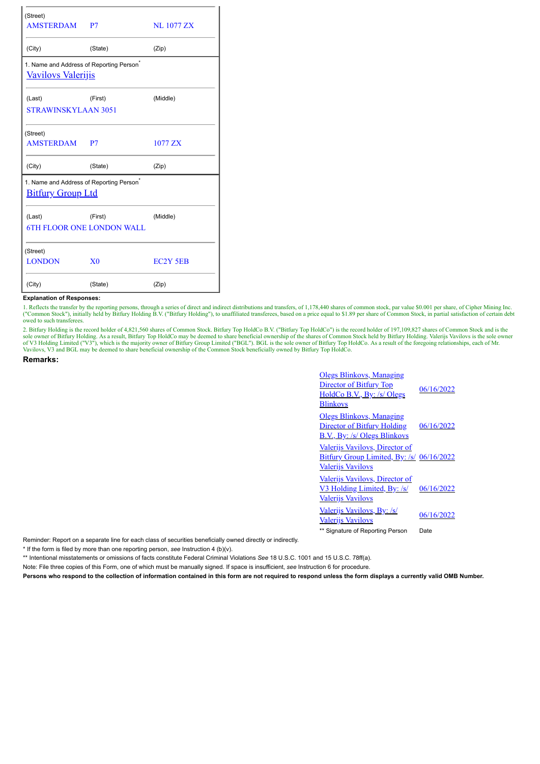| | | |
|---|---|---|
| (Street) | | |
| AMSTERDAM | P7 | NL 1077 ZX |
| (City) | (State) | (Zip) |

1. Name and Address of Reporting Person*

Vavilovs Valerijis

| | | |
|---|---|---|
| (Last) | (First) | (Middle) |
| STRAWINSKYLAAN 3051 | | |
| (Street) | | |
| AMSTERDAM | P7 | 1077 ZX |
| (City) | (State) | (Zip) |

1. Name and Address of Reporting Person*

Bitfury Group Ltd

| | | |
|---|---|---|
| (Last) | (First) | (Middle) |
| 6TH FLOOR ONE LONDON WALL | | |
| (Street) | | |
| LONDON | X0 | EC2Y 5EB |
| (City) | (State) | (Zip) |

**Explanation of Responses:**

1. Reflects the transfer by the reporting persons, through a series of direct and indirect distributions and transfers, of 1,178,440 shares of common stock, par value $0.001 per share, of Cipher Mining Inc. ("Common Stock"), initially held by Bitfury Holding B.V. ("Bitfury Holding"), to unaffiliated transferees, based on a price equal to $1.89 per share of Common Stock, in partial satisfaction of certain debt owed to such transferees.

2. Bitfury Holding is the record holder of 4,821,560 shares of Common Stock. Bitfury Top HoldCo B.V. ("Bitfury Top HoldCo") is the record holder of 197,109,827 shares of Common Stock and is the sole owner of Bitfury Holding. As a result, Bitfury Top HoldCo may be deemed to share beneficial ownership of the shares of Common Stock held by Bitfury Holding. Valerijs Vavilovs is the sole owner of V3 Holding Limited ("V3"), which is the majority owner of Bitfury Group Limited ("BGL"). BGL is the sole owner of Bitfury Top HoldCo. As a result of the foregoing relationships, each of Mr. Vavilovs, V3 and BGL may be deemed to share beneficial ownership of the Common Stock beneficially owned by Bitfury Top HoldCo.

**Remarks:**

| | |
|---|---|
| Olegs Blinkovs, Managing Director of Bitfury Top HoldCo B.V., By: /s/ Olegs Blinkovs | 06/16/2022 |
| Olegs Blinkovs, Managing Director of Bitfury Holding B.V., By: /s/ Olegs Blinkovs | 06/16/2022 |
| Valerijs Vavilovs, Director of Bitfury Group Limited, By: /s/ Valerijs Vavilovs | 06/16/2022 |
| Valerijs Vavilovs, Director of V3 Holding Limited, By: /s/ Valerijs Vavilovs | 06/16/2022 |
| Valerijs Vavilovs, By: /s/ Valerijs Vavilovs | 06/16/2022 |
| ** Signature of Reporting Person | Date |

Reminder: Report on a separate line for each class of securities beneficially owned directly or indirectly.

\* If the form is filed by more than one reporting person, *see* Instruction 4 (b)(v).

\*\* Intentional misstatements or omissions of facts constitute Federal Criminal Violations *See* 18 U.S.C. 1001 and 15 U.S.C. 78ff(a).

Note: File three copies of this Form, one of which must be manually signed. If space is insufficient, *see* Instruction 6 for procedure.

**Persons who respond to the collection of information contained in this form are not required to respond unless the form displays a currently valid OMB Number.**